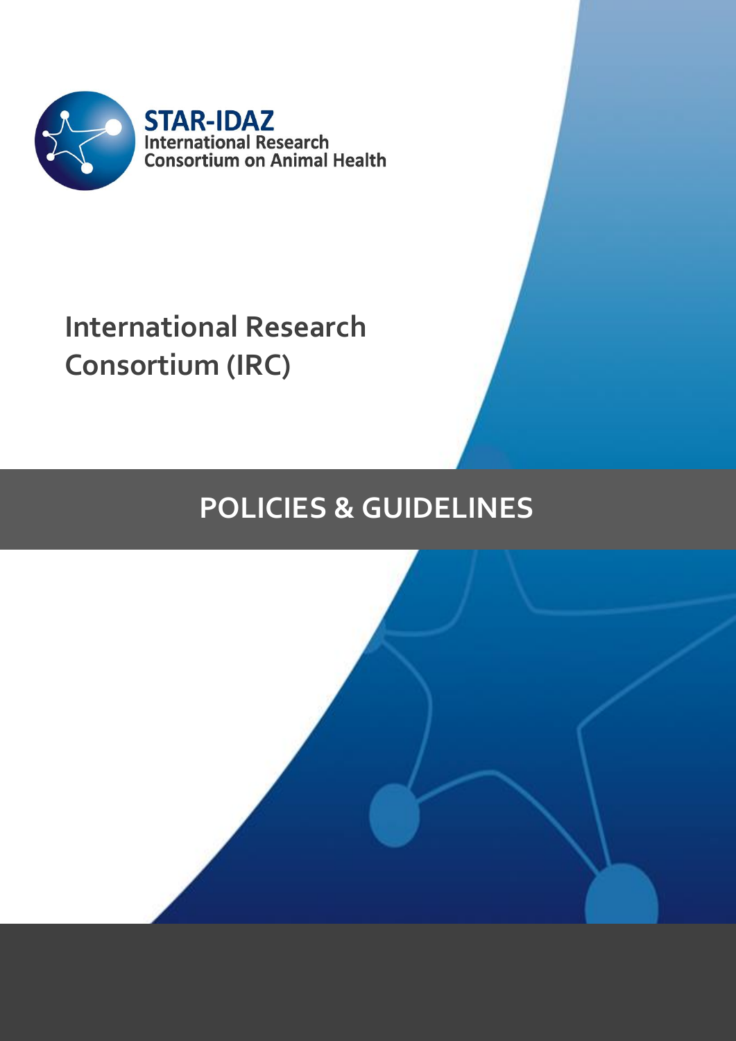STAR-IDAZ
International Research
Consortium on Animal Health

# International Research Consortium (IRC)

## POLICIES & GUIDELINES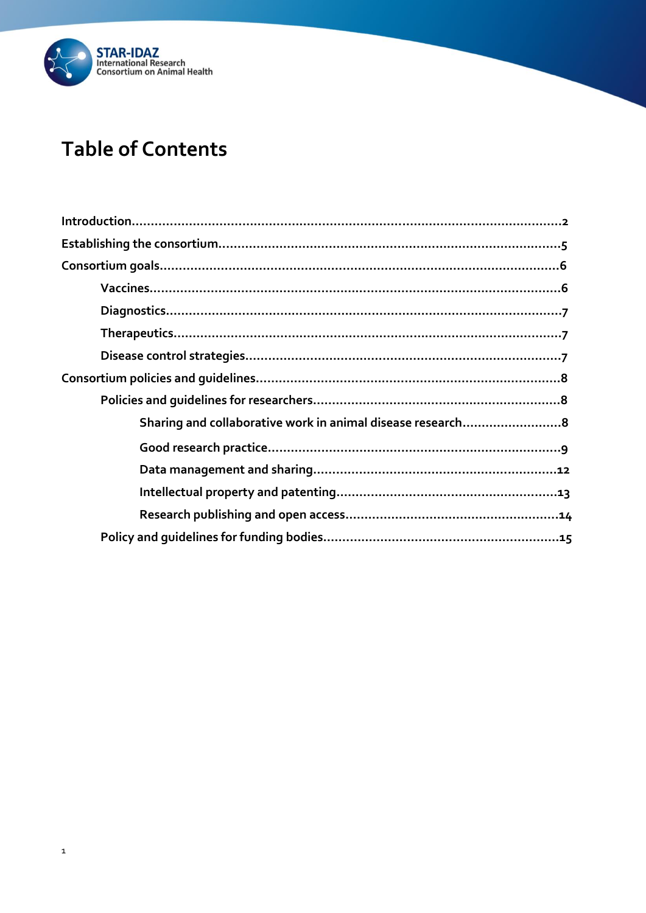# Table of Contents

Introduction....................................................................................................2

Establishing the consortium.............................................................................5

Consortium goals............................................................................................6

- Vaccines.................................................................................................6
- Diagnostics............................................................................................7
- Therapeutics..........................................................................................7
- Disease control strategies.......................................................................7

Consortium policies and guidelines...................................................................8

- Policies and guidelines for researchers......................................................8
  - Sharing and collaborative work in animal disease research..........................8
  - Good research practice..............................................................................9
  - Data management and sharing..................................................................12
  - Intellectual property and patenting.............................................................13
  - Research publishing and open access.........................................................14
- Policy and guidelines for funding bodies.........................................................15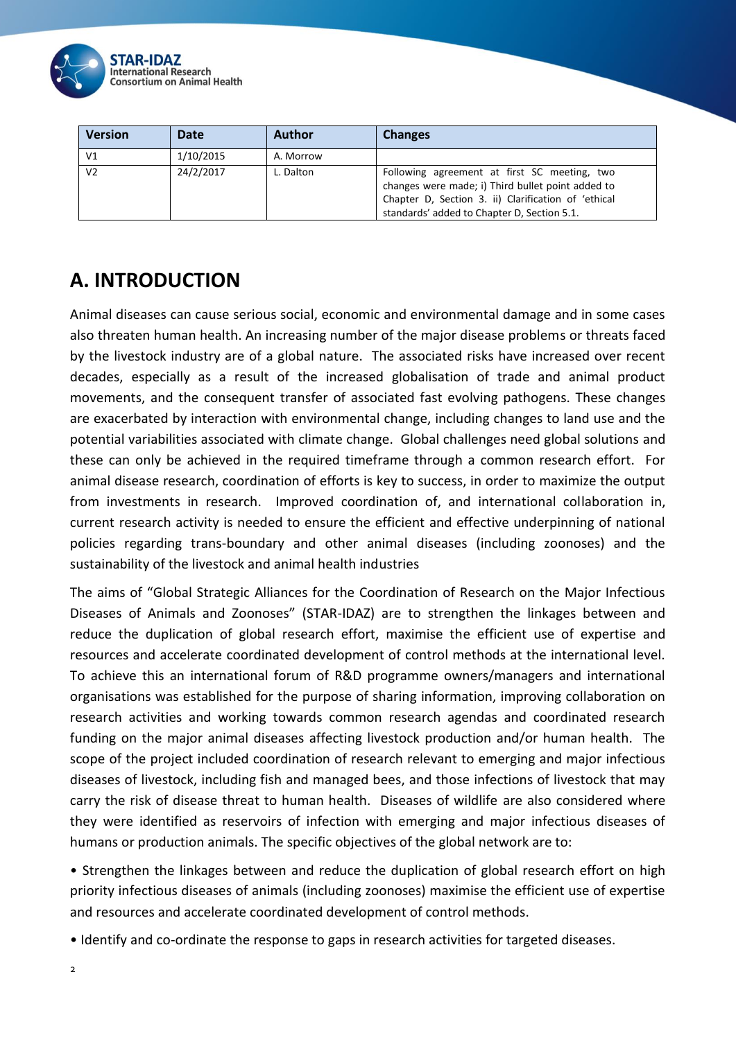| Version | Date | Author | Changes |
| --- | --- | --- | --- |
| V1 | 1/10/2015 | A. Morrow | |
| V2 | 24/2/2017 | L. Dalton | Following agreement at first SC meeting, two changes were made; i) Third bullet point added to Chapter D, Section 3. ii) Clarification of 'ethical standards' added to Chapter D, Section 5.1. |

# A. INTRODUCTION

Animal diseases can cause serious social, economic and environmental damage and in some cases also threaten human health. An increasing number of the major disease problems or threats faced by the livestock industry are of a global nature. The associated risks have increased over recent decades, especially as a result of the increased globalisation of trade and animal product movements, and the consequent transfer of associated fast evolving pathogens. These changes are exacerbated by interaction with environmental change, including changes to land use and the potential variabilities associated with climate change. Global challenges need global solutions and these can only be achieved in the required timeframe through a common research effort. For animal disease research, coordination of efforts is key to success, in order to maximize the output from investments in research. Improved coordination of, and international collaboration in, current research activity is needed to ensure the efficient and effective underpinning of national policies regarding trans-boundary and other animal diseases (including zoonoses) and the sustainability of the livestock and animal health industries

The aims of "Global Strategic Alliances for the Coordination of Research on the Major Infectious Diseases of Animals and Zoonoses" (STAR-IDAZ) are to strengthen the linkages between and reduce the duplication of global research effort, maximise the efficient use of expertise and resources and accelerate coordinated development of control methods at the international level. To achieve this an international forum of R&D programme owners/managers and international organisations was established for the purpose of sharing information, improving collaboration on research activities and working towards common research agendas and coordinated research funding on the major animal diseases affecting livestock production and/or human health. The scope of the project included coordination of research relevant to emerging and major infectious diseases of livestock, including fish and managed bees, and those infections of livestock that may carry the risk of disease threat to human health. Diseases of wildlife are also considered where they were identified as reservoirs of infection with emerging and major infectious diseases of humans or production animals. The specific objectives of the global network are to:

• Strengthen the linkages between and reduce the duplication of global research effort on high priority infectious diseases of animals (including zoonoses) maximise the efficient use of expertise and resources and accelerate coordinated development of control methods.

• Identify and co-ordinate the response to gaps in research activities for targeted diseases.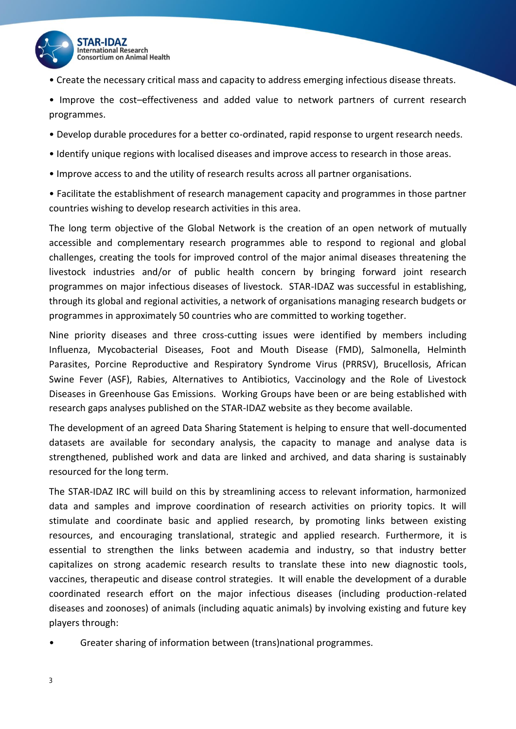- Create the necessary critical mass and capacity to address emerging infectious disease threats.
- Improve the cost–effectiveness and added value to network partners of current research programmes.
- Develop durable procedures for a better co-ordinated, rapid response to urgent research needs.
- Identify unique regions with localised diseases and improve access to research in those areas.
- Improve access to and the utility of research results across all partner organisations.
- Facilitate the establishment of research management capacity and programmes in those partner countries wishing to develop research activities in this area.

The long term objective of the Global Network is the creation of an open network of mutually accessible and complementary research programmes able to respond to regional and global challenges, creating the tools for improved control of the major animal diseases threatening the livestock industries and/or of public health concern by bringing forward joint research programmes on major infectious diseases of livestock. STAR-IDAZ was successful in establishing, through its global and regional activities, a network of organisations managing research budgets or programmes in approximately 50 countries who are committed to working together.

Nine priority diseases and three cross-cutting issues were identified by members including Influenza, Mycobacterial Diseases, Foot and Mouth Disease (FMD), Salmonella, Helminth Parasites, Porcine Reproductive and Respiratory Syndrome Virus (PRRSV), Brucellosis, African Swine Fever (ASF), Rabies, Alternatives to Antibiotics, Vaccinology and the Role of Livestock Diseases in Greenhouse Gas Emissions. Working Groups have been or are being established with research gaps analyses published on the STAR-IDAZ website as they become available.

The development of an agreed Data Sharing Statement is helping to ensure that well-documented datasets are available for secondary analysis, the capacity to manage and analyse data is strengthened, published work and data are linked and archived, and data sharing is sustainably resourced for the long term.

The STAR-IDAZ IRC will build on this by streamlining access to relevant information, harmonized data and samples and improve coordination of research activities on priority topics. It will stimulate and coordinate basic and applied research, by promoting links between existing resources, and encouraging translational, strategic and applied research. Furthermore, it is essential to strengthen the links between academia and industry, so that industry better capitalizes on strong academic research results to translate these into new diagnostic tools, vaccines, therapeutic and disease control strategies. It will enable the development of a durable coordinated research effort on the major infectious diseases (including production-related diseases and zoonoses) of animals (including aquatic animals) by involving existing and future key players through:

- Greater sharing of information between (trans)national programmes.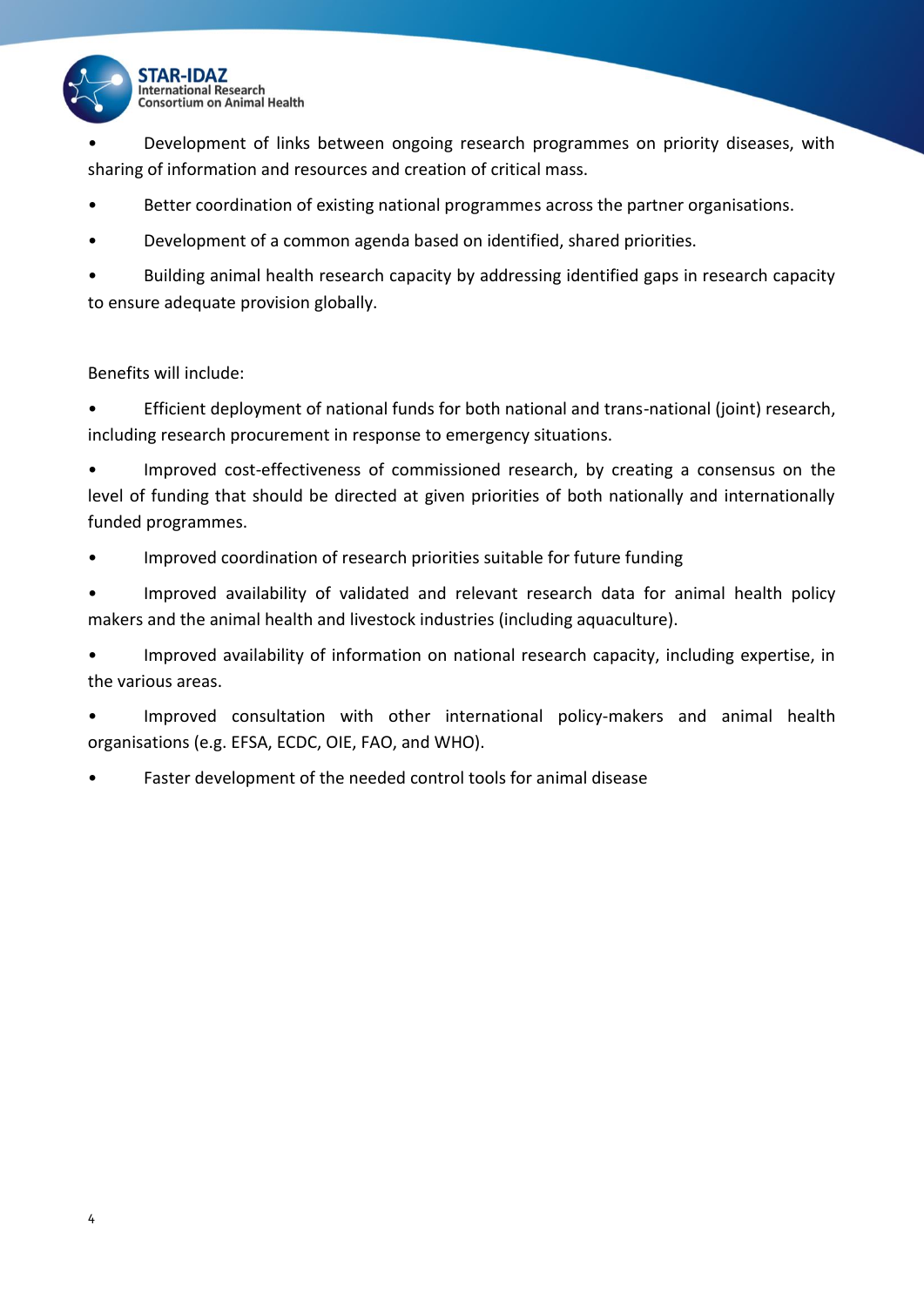- Development of links between ongoing research programmes on priority diseases, with sharing of information and resources and creation of critical mass.
- Better coordination of existing national programmes across the partner organisations.
- Development of a common agenda based on identified, shared priorities.
- Building animal health research capacity by addressing identified gaps in research capacity to ensure adequate provision globally.

Benefits will include:

- Efficient deployment of national funds for both national and trans-national (joint) research, including research procurement in response to emergency situations.
- Improved cost-effectiveness of commissioned research, by creating a consensus on the level of funding that should be directed at given priorities of both nationally and internationally funded programmes.
- Improved coordination of research priorities suitable for future funding
- Improved availability of validated and relevant research data for animal health policy makers and the animal health and livestock industries (including aquaculture).
- Improved availability of information on national research capacity, including expertise, in the various areas.
- Improved consultation with other international policy-makers and animal health organisations (e.g. EFSA, ECDC, OIE, FAO, and WHO).
- Faster development of the needed control tools for animal disease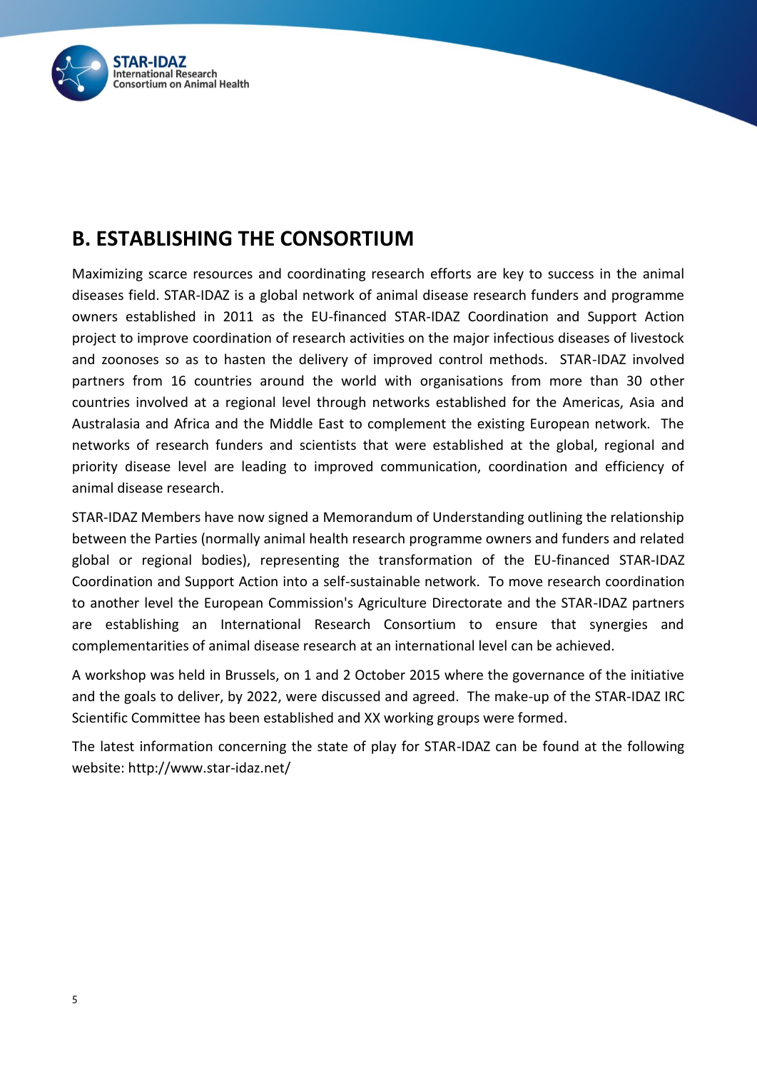## B. ESTABLISHING THE CONSORTIUM

Maximizing scarce resources and coordinating research efforts are key to success in the animal diseases field. STAR-IDAZ is a global network of animal disease research funders and programme owners established in 2011 as the EU-financed STAR-IDAZ Coordination and Support Action project to improve coordination of research activities on the major infectious diseases of livestock and zoonoses so as to hasten the delivery of improved control methods. STAR-IDAZ involved partners from 16 countries around the world with organisations from more than 30 other countries involved at a regional level through networks established for the Americas, Asia and Australasia and Africa and the Middle East to complement the existing European network. The networks of research funders and scientists that were established at the global, regional and priority disease level are leading to improved communication, coordination and efficiency of animal disease research.

STAR-IDAZ Members have now signed a Memorandum of Understanding outlining the relationship between the Parties (normally animal health research programme owners and funders and related global or regional bodies), representing the transformation of the EU-financed STAR-IDAZ Coordination and Support Action into a self-sustainable network. To move research coordination to another level the European Commission's Agriculture Directorate and the STAR-IDAZ partners are establishing an International Research Consortium to ensure that synergies and complementarities of animal disease research at an international level can be achieved.

A workshop was held in Brussels, on 1 and 2 October 2015 where the governance of the initiative and the goals to deliver, by 2022, were discussed and agreed. The make-up of the STAR-IDAZ IRC Scientific Committee has been established and XX working groups were formed.

The latest information concerning the state of play for STAR-IDAZ can be found at the following website: http://www.star-idaz.net/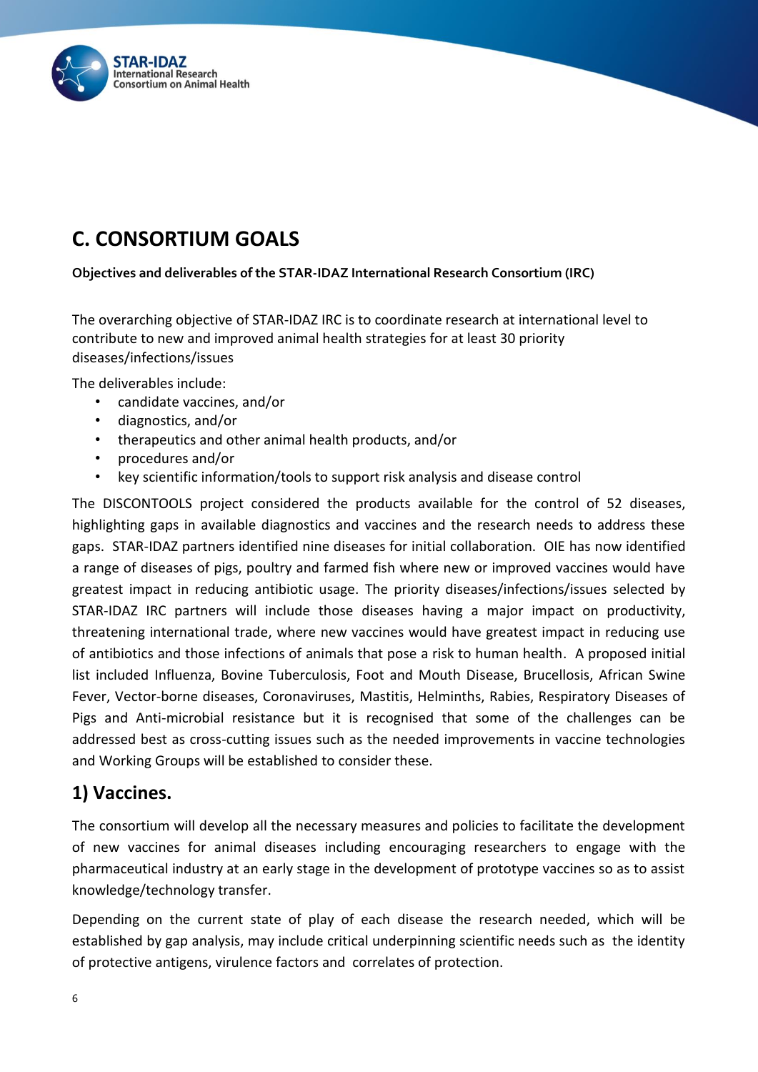# C. CONSORTIUM GOALS

**Objectives and deliverables of the STAR-IDAZ International Research Consortium (IRC)**

The overarching objective of STAR-IDAZ IRC is to coordinate research at international level to contribute to new and improved animal health strategies for at least 30 priority diseases/infections/issues

The deliverables include:

- candidate vaccines, and/or
- diagnostics, and/or
- therapeutics and other animal health products, and/or
- procedures and/or
- key scientific information/tools to support risk analysis and disease control

The DISCONTOOLS project considered the products available for the control of 52 diseases, highlighting gaps in available diagnostics and vaccines and the research needs to address these gaps. STAR-IDAZ partners identified nine diseases for initial collaboration. OIE has now identified a range of diseases of pigs, poultry and farmed fish where new or improved vaccines would have greatest impact in reducing antibiotic usage. The priority diseases/infections/issues selected by STAR-IDAZ IRC partners will include those diseases having a major impact on productivity, threatening international trade, where new vaccines would have greatest impact in reducing use of antibiotics and those infections of animals that pose a risk to human health. A proposed initial list included Influenza, Bovine Tuberculosis, Foot and Mouth Disease, Brucellosis, African Swine Fever, Vector-borne diseases, Coronaviruses, Mastitis, Helminths, Rabies, Respiratory Diseases of Pigs and Anti-microbial resistance but it is recognised that some of the challenges can be addressed best as cross-cutting issues such as the needed improvements in vaccine technologies and Working Groups will be established to consider these.

## 1) Vaccines.

The consortium will develop all the necessary measures and policies to facilitate the development of new vaccines for animal diseases including encouraging researchers to engage with the pharmaceutical industry at an early stage in the development of prototype vaccines so as to assist knowledge/technology transfer.

Depending on the current state of play of each disease the research needed, which will be established by gap analysis, may include critical underpinning scientific needs such as the identity of protective antigens, virulence factors and correlates of protection.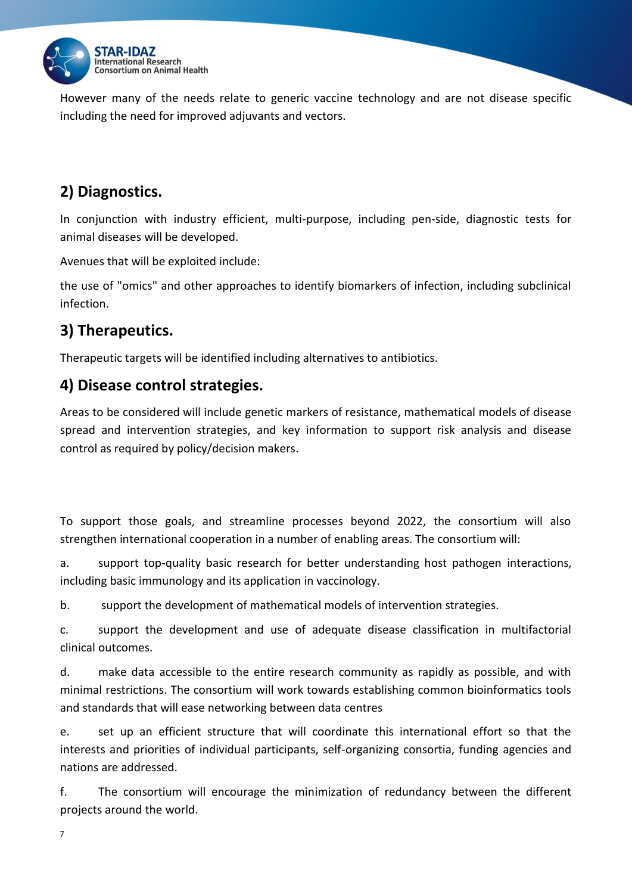However many of the needs relate to generic vaccine technology and are not disease specific including the need for improved adjuvants and vectors.

## 2) Diagnostics.

In conjunction with industry efficient, multi-purpose, including pen-side, diagnostic tests for animal diseases will be developed.

Avenues that will be exploited include:

the use of "omics" and other approaches to identify biomarkers of infection, including subclinical infection.

## 3) Therapeutics.

Therapeutic targets will be identified including alternatives to antibiotics.

## 4) Disease control strategies.

Areas to be considered will include genetic markers of resistance, mathematical models of disease spread and intervention strategies, and key information to support risk analysis and disease control as required by policy/decision makers.

To support those goals, and streamline processes beyond 2022, the consortium will also strengthen international cooperation in a number of enabling areas. The consortium will:

a. support top-quality basic research for better understanding host pathogen interactions, including basic immunology and its application in vaccinology.

b. support the development of mathematical models of intervention strategies.

c. support the development and use of adequate disease classification in multifactorial clinical outcomes.

d. make data accessible to the entire research community as rapidly as possible, and with minimal restrictions. The consortium will work towards establishing common bioinformatics tools and standards that will ease networking between data centres

e. set up an efficient structure that will coordinate this international effort so that the interests and priorities of individual participants, self-organizing consortia, funding agencies and nations are addressed.

f. The consortium will encourage the minimization of redundancy between the different projects around the world.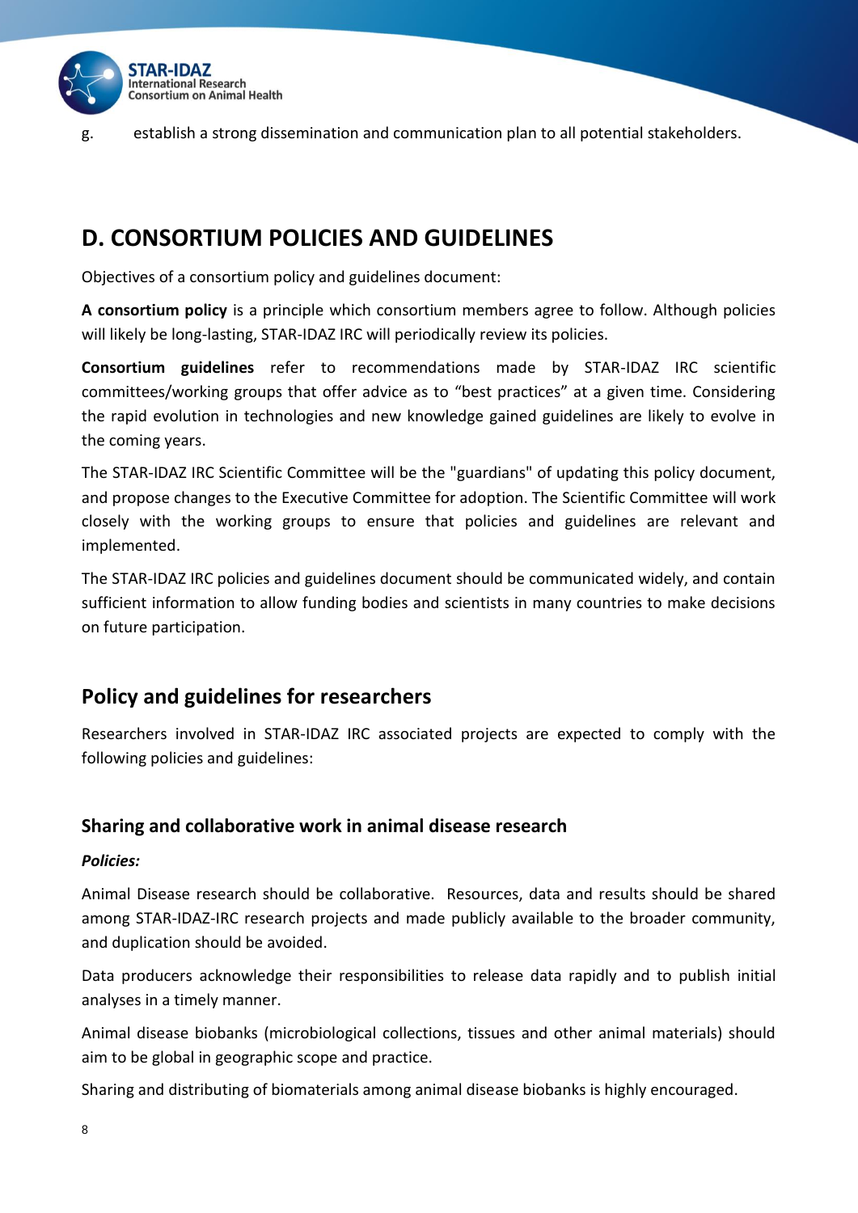g. establish a strong dissemination and communication plan to all potential stakeholders.

# D. CONSORTIUM POLICIES AND GUIDELINES

Objectives of a consortium policy and guidelines document:

**A consortium policy** is a principle which consortium members agree to follow. Although policies will likely be long-lasting, STAR-IDAZ IRC will periodically review its policies.

**Consortium guidelines** refer to recommendations made by STAR-IDAZ IRC scientific committees/working groups that offer advice as to "best practices" at a given time. Considering the rapid evolution in technologies and new knowledge gained guidelines are likely to evolve in the coming years.

The STAR-IDAZ IRC Scientific Committee will be the "guardians" of updating this policy document, and propose changes to the Executive Committee for adoption. The Scientific Committee will work closely with the working groups to ensure that policies and guidelines are relevant and implemented.

The STAR-IDAZ IRC policies and guidelines document should be communicated widely, and contain sufficient information to allow funding bodies and scientists in many countries to make decisions on future participation.

## Policy and guidelines for researchers

Researchers involved in STAR-IDAZ IRC associated projects are expected to comply with the following policies and guidelines:

### Sharing and collaborative work in animal disease research

***Policies:***

Animal Disease research should be collaborative. Resources, data and results should be shared among STAR-IDAZ-IRC research projects and made publicly available to the broader community, and duplication should be avoided.

Data producers acknowledge their responsibilities to release data rapidly and to publish initial analyses in a timely manner.

Animal disease biobanks (microbiological collections, tissues and other animal materials) should aim to be global in geographic scope and practice.

Sharing and distributing of biomaterials among animal disease biobanks is highly encouraged.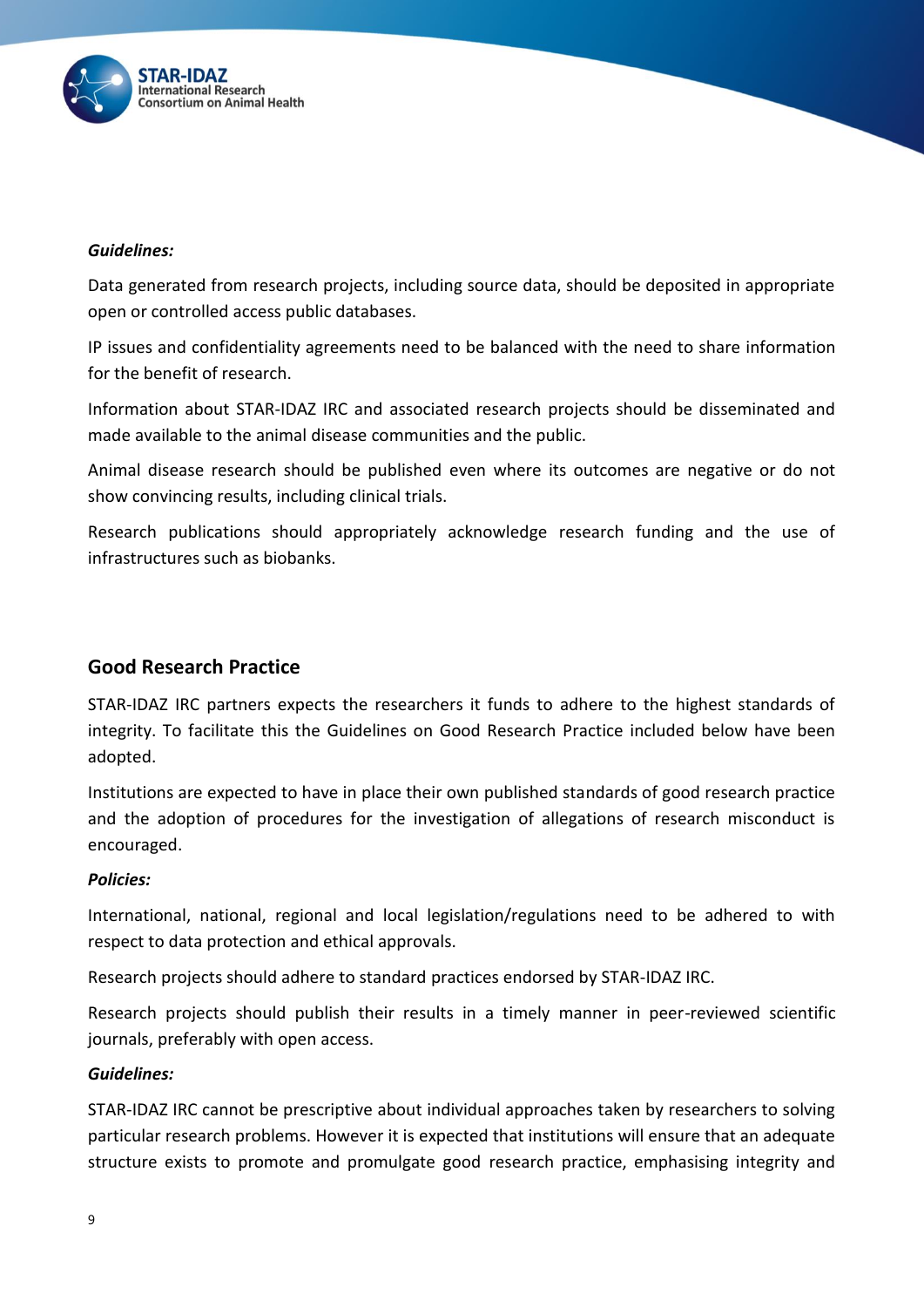***Guidelines:***

Data generated from research projects, including source data, should be deposited in appropriate open or controlled access public databases.

IP issues and confidentiality agreements need to be balanced with the need to share information for the benefit of research.

Information about STAR-IDAZ IRC and associated research projects should be disseminated and made available to the animal disease communities and the public.

Animal disease research should be published even where its outcomes are negative or do not show convincing results, including clinical trials.

Research publications should appropriately acknowledge research funding and the use of infrastructures such as biobanks.

## Good Research Practice

STAR-IDAZ IRC partners expects the researchers it funds to adhere to the highest standards of integrity. To facilitate this the Guidelines on Good Research Practice included below have been adopted.

Institutions are expected to have in place their own published standards of good research practice and the adoption of procedures for the investigation of allegations of research misconduct is encouraged.

***Policies:***

International, national, regional and local legislation/regulations need to be adhered to with respect to data protection and ethical approvals.

Research projects should adhere to standard practices endorsed by STAR-IDAZ IRC.

Research projects should publish their results in a timely manner in peer-reviewed scientific journals, preferably with open access.

***Guidelines:***

STAR-IDAZ IRC cannot be prescriptive about individual approaches taken by researchers to solving particular research problems. However it is expected that institutions will ensure that an adequate structure exists to promote and promulgate good research practice, emphasising integrity and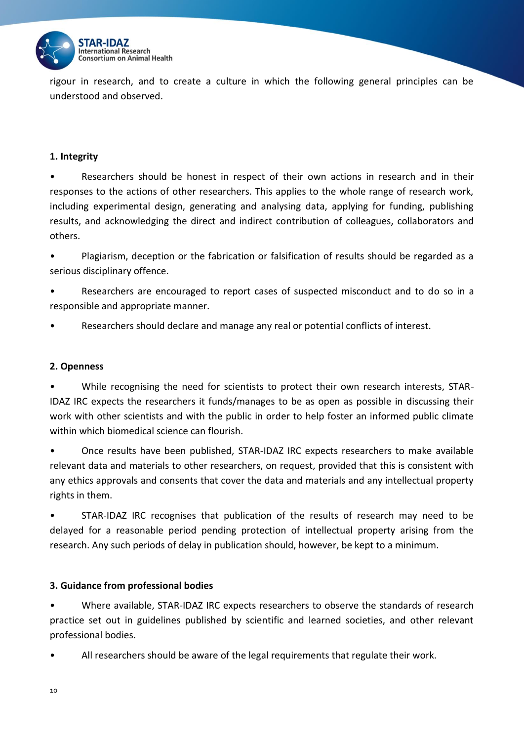rigour in research, and to create a culture in which the following general principles can be understood and observed.

**1. Integrity**

- Researchers should be honest in respect of their own actions in research and in their responses to the actions of other researchers. This applies to the whole range of research work, including experimental design, generating and analysing data, applying for funding, publishing results, and acknowledging the direct and indirect contribution of colleagues, collaborators and others.
- Plagiarism, deception or the fabrication or falsification of results should be regarded as a serious disciplinary offence.
- Researchers are encouraged to report cases of suspected misconduct and to do so in a responsible and appropriate manner.
- Researchers should declare and manage any real or potential conflicts of interest.

**2. Openness**

- While recognising the need for scientists to protect their own research interests, STAR-IDAZ IRC expects the researchers it funds/manages to be as open as possible in discussing their work with other scientists and with the public in order to help foster an informed public climate within which biomedical science can flourish.
- Once results have been published, STAR-IDAZ IRC expects researchers to make available relevant data and materials to other researchers, on request, provided that this is consistent with any ethics approvals and consents that cover the data and materials and any intellectual property rights in them.
- STAR-IDAZ IRC recognises that publication of the results of research may need to be delayed for a reasonable period pending protection of intellectual property arising from the research. Any such periods of delay in publication should, however, be kept to a minimum.

**3. Guidance from professional bodies**

- Where available, STAR-IDAZ IRC expects researchers to observe the standards of research practice set out in guidelines published by scientific and learned societies, and other relevant professional bodies.
- All researchers should be aware of the legal requirements that regulate their work.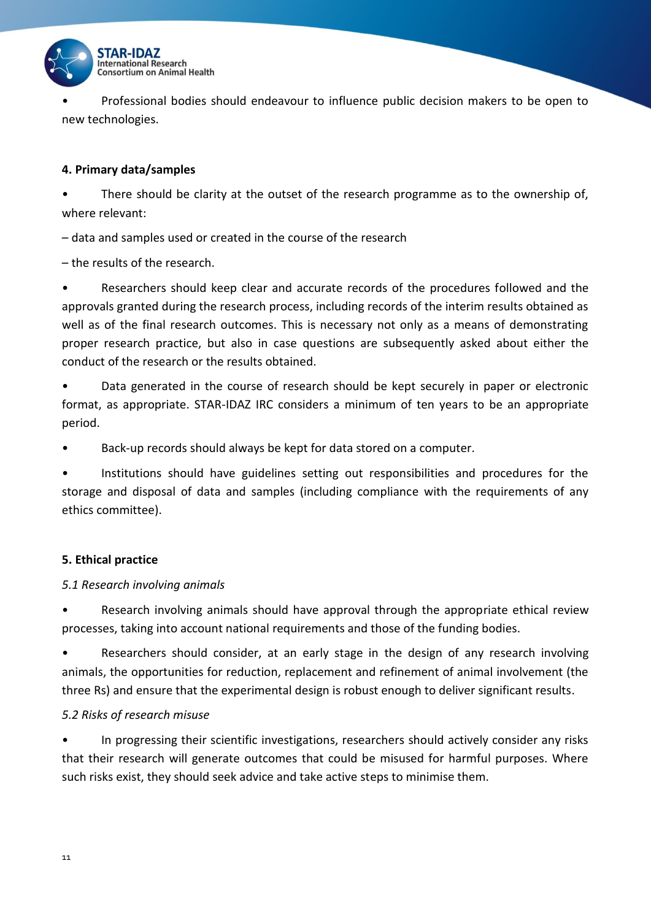- Professional bodies should endeavour to influence public decision makers to be open to new technologies.

**4. Primary data/samples**

- There should be clarity at the outset of the research programme as to the ownership of, where relevant:

– data and samples used or created in the course of the research

– the results of the research.

- Researchers should keep clear and accurate records of the procedures followed and the approvals granted during the research process, including records of the interim results obtained as well as of the final research outcomes. This is necessary not only as a means of demonstrating proper research practice, but also in case questions are subsequently asked about either the conduct of the research or the results obtained.
- Data generated in the course of research should be kept securely in paper or electronic format, as appropriate. STAR-IDAZ IRC considers a minimum of ten years to be an appropriate period.
- Back-up records should always be kept for data stored on a computer.
- Institutions should have guidelines setting out responsibilities and procedures for the storage and disposal of data and samples (including compliance with the requirements of any ethics committee).

**5. Ethical practice**

*5.1 Research involving animals*

- Research involving animals should have approval through the appropriate ethical review processes, taking into account national requirements and those of the funding bodies.
- Researchers should consider, at an early stage in the design of any research involving animals, the opportunities for reduction, replacement and refinement of animal involvement (the three Rs) and ensure that the experimental design is robust enough to deliver significant results.

*5.2 Risks of research misuse*

- In progressing their scientific investigations, researchers should actively consider any risks that their research will generate outcomes that could be misused for harmful purposes. Where such risks exist, they should seek advice and take active steps to minimise them.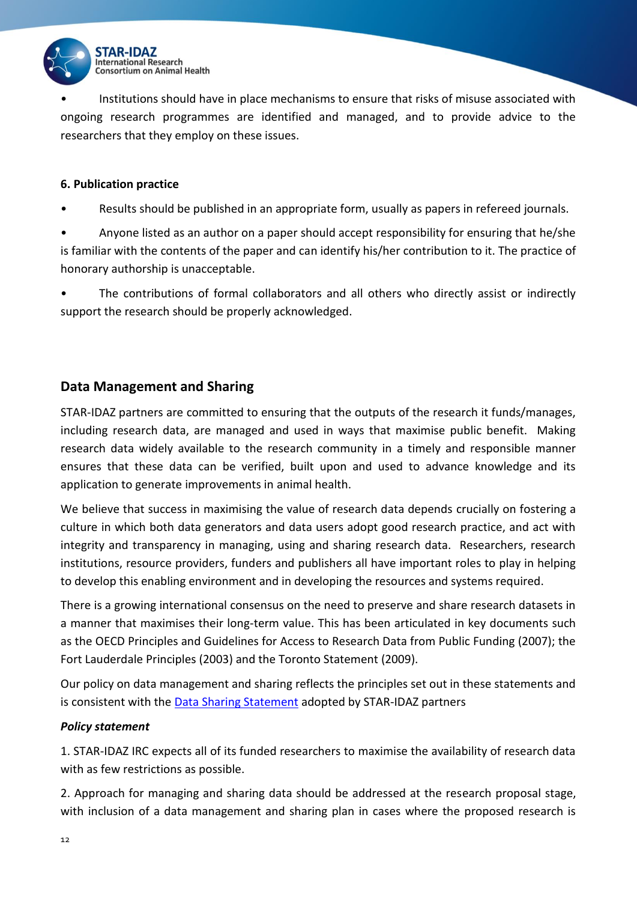- Institutions should have in place mechanisms to ensure that risks of misuse associated with ongoing research programmes are identified and managed, and to provide advice to the researchers that they employ on these issues.

**6. Publication practice**

- Results should be published in an appropriate form, usually as papers in refereed journals.
- Anyone listed as an author on a paper should accept responsibility for ensuring that he/she is familiar with the contents of the paper and can identify his/her contribution to it. The practice of honorary authorship is unacceptable.
- The contributions of formal collaborators and all others who directly assist or indirectly support the research should be properly acknowledged.

## Data Management and Sharing

STAR-IDAZ partners are committed to ensuring that the outputs of the research it funds/manages, including research data, are managed and used in ways that maximise public benefit. Making research data widely available to the research community in a timely and responsible manner ensures that these data can be verified, built upon and used to advance knowledge and its application to generate improvements in animal health.

We believe that success in maximising the value of research data depends crucially on fostering a culture in which both data generators and data users adopt good research practice, and act with integrity and transparency in managing, using and sharing research data. Researchers, research institutions, resource providers, funders and publishers all have important roles to play in helping to develop this enabling environment and in developing the resources and systems required.

There is a growing international consensus on the need to preserve and share research datasets in a manner that maximises their long-term value. This has been articulated in key documents such as the OECD Principles and Guidelines for Access to Research Data from Public Funding (2007); the Fort Lauderdale Principles (2003) and the Toronto Statement (2009).

Our policy on data management and sharing reflects the principles set out in these statements and is consistent with the Data Sharing Statement adopted by STAR-IDAZ partners

***Policy statement***

1. STAR-IDAZ IRC expects all of its funded researchers to maximise the availability of research data with as few restrictions as possible.

2. Approach for managing and sharing data should be addressed at the research proposal stage, with inclusion of a data management and sharing plan in cases where the proposed research is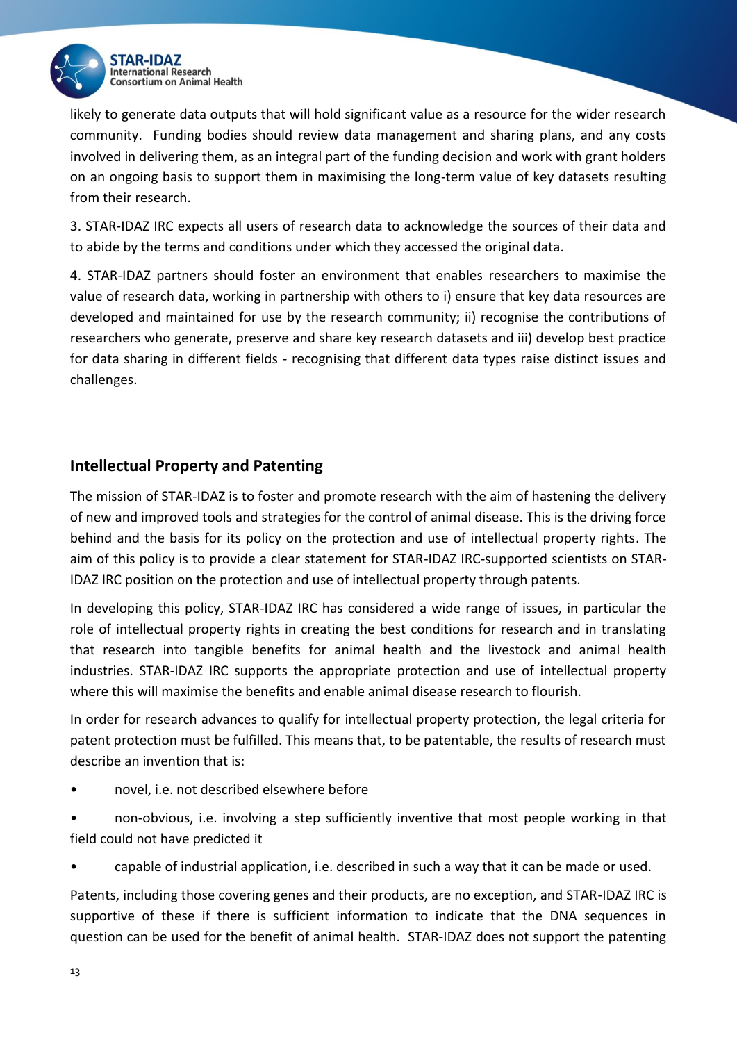likely to generate data outputs that will hold significant value as a resource for the wider research community. Funding bodies should review data management and sharing plans, and any costs involved in delivering them, as an integral part of the funding decision and work with grant holders on an ongoing basis to support them in maximising the long-term value of key datasets resulting from their research.

3. STAR-IDAZ IRC expects all users of research data to acknowledge the sources of their data and to abide by the terms and conditions under which they accessed the original data.

4. STAR-IDAZ partners should foster an environment that enables researchers to maximise the value of research data, working in partnership with others to i) ensure that key data resources are developed and maintained for use by the research community; ii) recognise the contributions of researchers who generate, preserve and share key research datasets and iii) develop best practice for data sharing in different fields - recognising that different data types raise distinct issues and challenges.

## Intellectual Property and Patenting

The mission of STAR-IDAZ is to foster and promote research with the aim of hastening the delivery of new and improved tools and strategies for the control of animal disease. This is the driving force behind and the basis for its policy on the protection and use of intellectual property rights. The aim of this policy is to provide a clear statement for STAR-IDAZ IRC-supported scientists on STAR-IDAZ IRC position on the protection and use of intellectual property through patents.

In developing this policy, STAR-IDAZ IRC has considered a wide range of issues, in particular the role of intellectual property rights in creating the best conditions for research and in translating that research into tangible benefits for animal health and the livestock and animal health industries. STAR-IDAZ IRC supports the appropriate protection and use of intellectual property where this will maximise the benefits and enable animal disease research to flourish.

In order for research advances to qualify for intellectual property protection, the legal criteria for patent protection must be fulfilled. This means that, to be patentable, the results of research must describe an invention that is:

- novel, i.e. not described elsewhere before
- non-obvious, i.e. involving a step sufficiently inventive that most people working in that field could not have predicted it
- capable of industrial application, i.e. described in such a way that it can be made or used.

Patents, including those covering genes and their products, are no exception, and STAR-IDAZ IRC is supportive of these if there is sufficient information to indicate that the DNA sequences in question can be used for the benefit of animal health. STAR-IDAZ does not support the patenting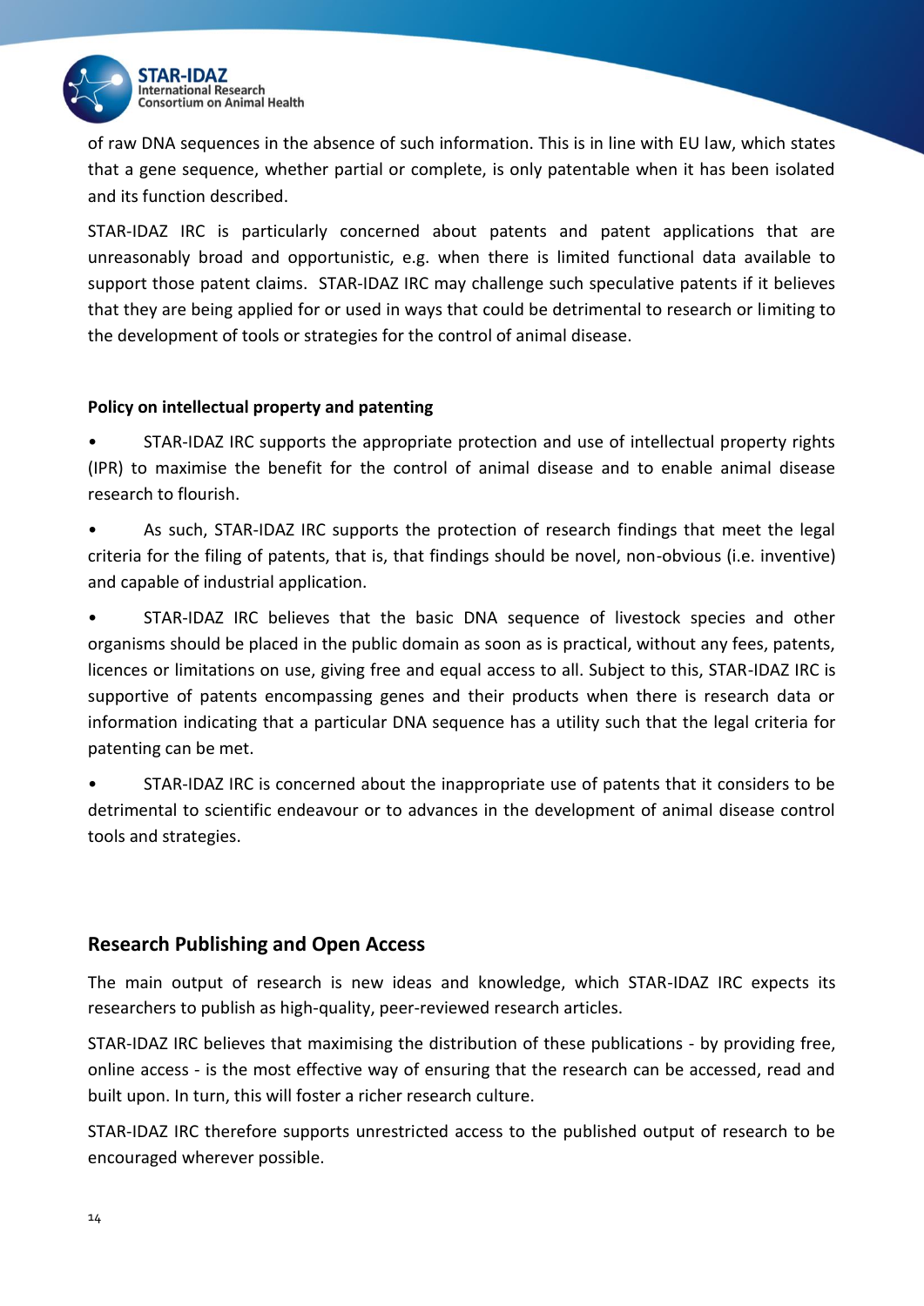of raw DNA sequences in the absence of such information. This is in line with EU law, which states that a gene sequence, whether partial or complete, is only patentable when it has been isolated and its function described.

STAR-IDAZ IRC is particularly concerned about patents and patent applications that are unreasonably broad and opportunistic, e.g. when there is limited functional data available to support those patent claims. STAR-IDAZ IRC may challenge such speculative patents if it believes that they are being applied for or used in ways that could be detrimental to research or limiting to the development of tools or strategies for the control of animal disease.

**Policy on intellectual property and patenting**

- STAR-IDAZ IRC supports the appropriate protection and use of intellectual property rights (IPR) to maximise the benefit for the control of animal disease and to enable animal disease research to flourish.
- As such, STAR-IDAZ IRC supports the protection of research findings that meet the legal criteria for the filing of patents, that is, that findings should be novel, non-obvious (i.e. inventive) and capable of industrial application.
- STAR-IDAZ IRC believes that the basic DNA sequence of livestock species and other organisms should be placed in the public domain as soon as is practical, without any fees, patents, licences or limitations on use, giving free and equal access to all. Subject to this, STAR-IDAZ IRC is supportive of patents encompassing genes and their products when there is research data or information indicating that a particular DNA sequence has a utility such that the legal criteria for patenting can be met.
- STAR-IDAZ IRC is concerned about the inappropriate use of patents that it considers to be detrimental to scientific endeavour or to advances in the development of animal disease control tools and strategies.

## Research Publishing and Open Access

The main output of research is new ideas and knowledge, which STAR-IDAZ IRC expects its researchers to publish as high-quality, peer-reviewed research articles.

STAR-IDAZ IRC believes that maximising the distribution of these publications - by providing free, online access - is the most effective way of ensuring that the research can be accessed, read and built upon. In turn, this will foster a richer research culture.

STAR-IDAZ IRC therefore supports unrestricted access to the published output of research to be encouraged wherever possible.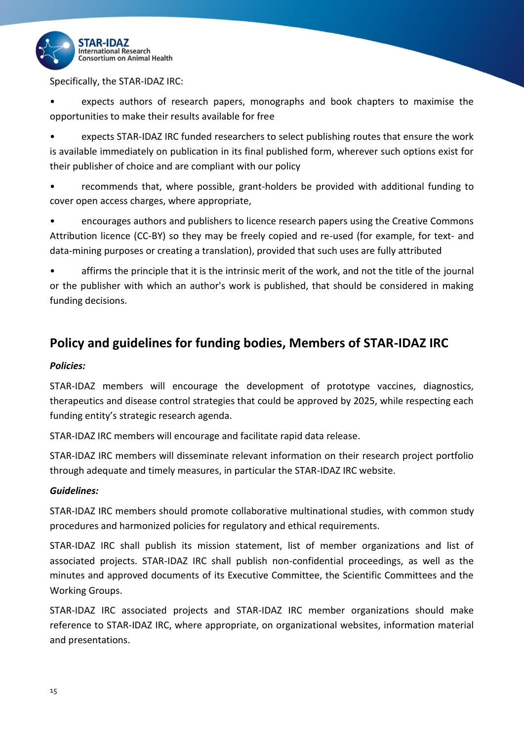Specifically, the STAR-IDAZ IRC:

- expects authors of research papers, monographs and book chapters to maximise the opportunities to make their results available for free
- expects STAR-IDAZ IRC funded researchers to select publishing routes that ensure the work is available immediately on publication in its final published form, wherever such options exist for their publisher of choice and are compliant with our policy
- recommends that, where possible, grant-holders be provided with additional funding to cover open access charges, where appropriate,
- encourages authors and publishers to licence research papers using the Creative Commons Attribution licence (CC-BY) so they may be freely copied and re-used (for example, for text- and data-mining purposes or creating a translation), provided that such uses are fully attributed
- affirms the principle that it is the intrinsic merit of the work, and not the title of the journal or the publisher with which an author's work is published, that should be considered in making funding decisions.

## Policy and guidelines for funding bodies, Members of STAR-IDAZ IRC

***Policies:***

STAR-IDAZ members will encourage the development of prototype vaccines, diagnostics, therapeutics and disease control strategies that could be approved by 2025, while respecting each funding entity's strategic research agenda.

STAR-IDAZ IRC members will encourage and facilitate rapid data release.

STAR-IDAZ IRC members will disseminate relevant information on their research project portfolio through adequate and timely measures, in particular the STAR-IDAZ IRC website.

***Guidelines:***

STAR-IDAZ IRC members should promote collaborative multinational studies, with common study procedures and harmonized policies for regulatory and ethical requirements.

STAR-IDAZ IRC shall publish its mission statement, list of member organizations and list of associated projects. STAR-IDAZ IRC shall publish non-confidential proceedings, as well as the minutes and approved documents of its Executive Committee, the Scientific Committees and the Working Groups.

STAR-IDAZ IRC associated projects and STAR-IDAZ IRC member organizations should make reference to STAR-IDAZ IRC, where appropriate, on organizational websites, information material and presentations.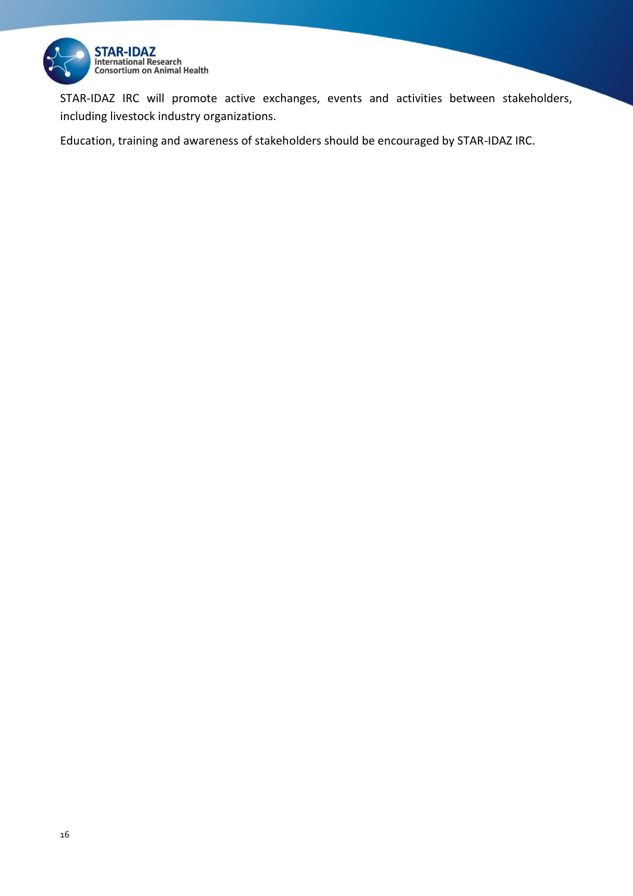STAR-IDAZ IRC will promote active exchanges, events and activities between stakeholders, including livestock industry organizations.

Education, training and awareness of stakeholders should be encouraged by STAR-IDAZ IRC.